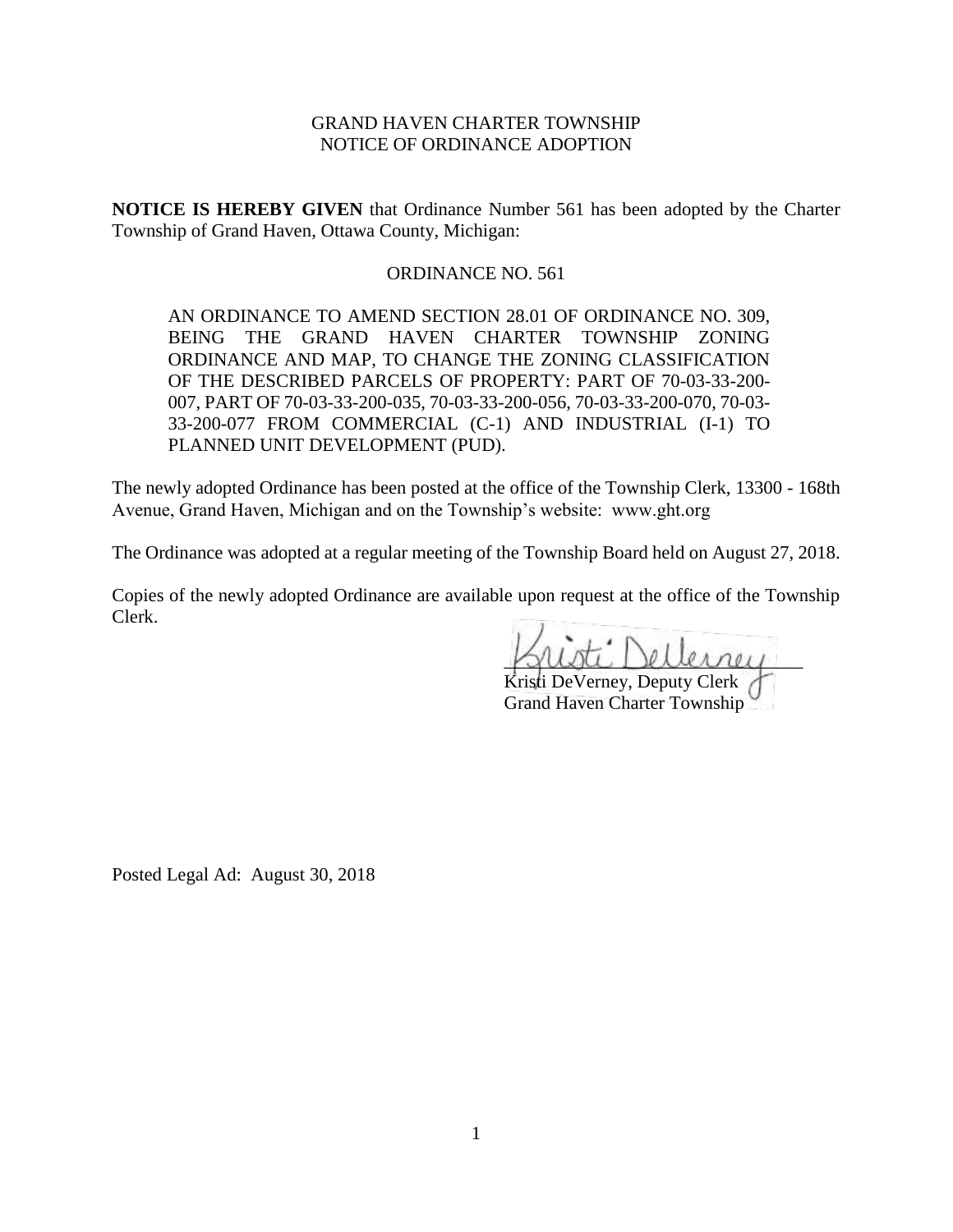GRAND HAVEN CHARTER TOWNSHIP
NOTICE OF ORDINANCE ADOPTION

**NOTICE IS HEREBY GIVEN** that Ordinance Number 561 has been adopted by the Charter Township of Grand Haven, Ottawa County, Michigan:

ORDINANCE NO. 561

> AN ORDINANCE TO AMEND SECTION 28.01 OF ORDINANCE NO. 309, BEING THE GRAND HAVEN CHARTER TOWNSHIP ZONING ORDINANCE AND MAP, TO CHANGE THE ZONING CLASSIFICATION OF THE DESCRIBED PARCELS OF PROPERTY: PART OF 70-03-33-200-007, PART OF 70-03-33-200-035, 70-03-33-200-056, 70-03-33-200-070, 70-03-33-200-077 FROM COMMERCIAL (C-1) AND INDUSTRIAL (I-1) TO PLANNED UNIT DEVELOPMENT (PUD).

The newly adopted Ordinance has been posted at the office of the Township Clerk, 13300 - 168th Avenue, Grand Haven, Michigan and on the Township's website: www.ght.org

The Ordinance was adopted at a regular meeting of the Township Board held on August 27, 2018.

Copies of the newly adopted Ordinance are available upon request at the office of the Township Clerk.

Kristi DeVerney

Kristi DeVerney, Deputy Clerk
Grand Haven Charter Township

Posted Legal Ad: August 30, 2018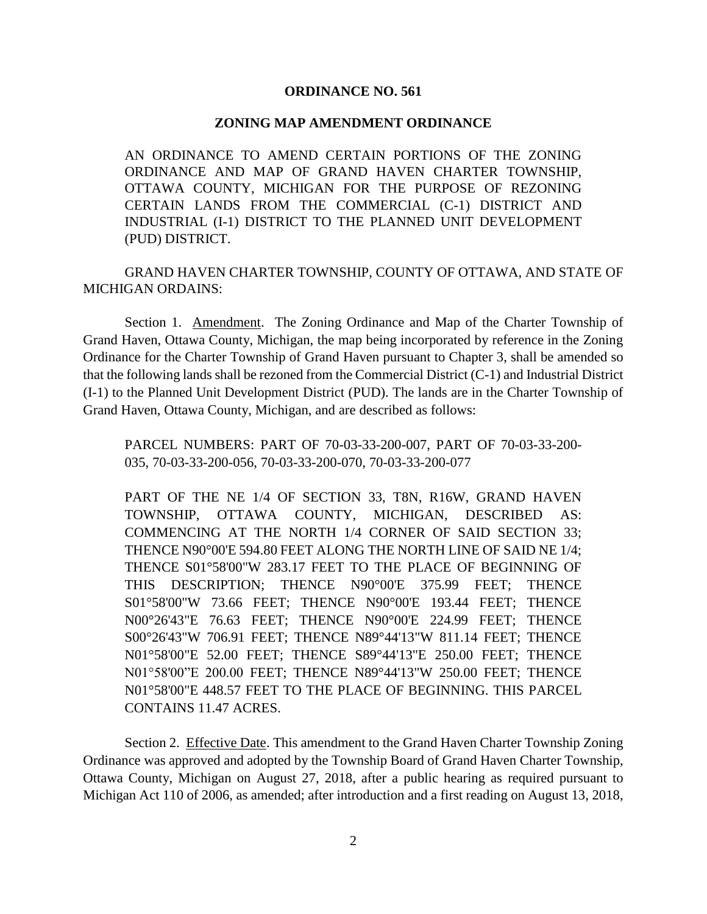**ORDINANCE NO. 561**

**ZONING MAP AMENDMENT ORDINANCE**

AN ORDINANCE TO AMEND CERTAIN PORTIONS OF THE ZONING ORDINANCE AND MAP OF GRAND HAVEN CHARTER TOWNSHIP, OTTAWA COUNTY, MICHIGAN FOR THE PURPOSE OF REZONING CERTAIN LANDS FROM THE COMMERCIAL (C-1) DISTRICT AND INDUSTRIAL (I-1) DISTRICT TO THE PLANNED UNIT DEVELOPMENT (PUD) DISTRICT.

GRAND HAVEN CHARTER TOWNSHIP, COUNTY OF OTTAWA, AND STATE OF MICHIGAN ORDAINS:

Section 1. Amendment. The Zoning Ordinance and Map of the Charter Township of Grand Haven, Ottawa County, Michigan, the map being incorporated by reference in the Zoning Ordinance for the Charter Township of Grand Haven pursuant to Chapter 3, shall be amended so that the following lands shall be rezoned from the Commercial District (C-1) and Industrial District (I-1) to the Planned Unit Development District (PUD). The lands are in the Charter Township of Grand Haven, Ottawa County, Michigan, and are described as follows:

PARCEL NUMBERS: PART OF 70-03-33-200-007, PART OF 70-03-33-200-035, 70-03-33-200-056, 70-03-33-200-070, 70-03-33-200-077

PART OF THE NE 1/4 OF SECTION 33, T8N, R16W, GRAND HAVEN TOWNSHIP, OTTAWA COUNTY, MICHIGAN, DESCRIBED AS: COMMENCING AT THE NORTH 1/4 CORNER OF SAID SECTION 33; THENCE N90°00'E 594.80 FEET ALONG THE NORTH LINE OF SAID NE 1/4; THENCE S01°58'00"W 283.17 FEET TO THE PLACE OF BEGINNING OF THIS DESCRIPTION; THENCE N90°00'E 375.99 FEET; THENCE S01°58'00"W 73.66 FEET; THENCE N90°00'E 193.44 FEET; THENCE N00°26'43"E 76.63 FEET; THENCE N90°00'E 224.99 FEET; THENCE S00°26'43"W 706.91 FEET; THENCE N89°44'13"W 811.14 FEET; THENCE N01°58'00"E 52.00 FEET; THENCE S89°44'13"E 250.00 FEET; THENCE N01°58'00"E 200.00 FEET; THENCE N89°44'13"W 250.00 FEET; THENCE N01°58'00"E 448.57 FEET TO THE PLACE OF BEGINNING. THIS PARCEL CONTAINS 11.47 ACRES.

Section 2. Effective Date. This amendment to the Grand Haven Charter Township Zoning Ordinance was approved and adopted by the Township Board of Grand Haven Charter Township, Ottawa County, Michigan on August 27, 2018, after a public hearing as required pursuant to Michigan Act 110 of 2006, as amended; after introduction and a first reading on August 13, 2018,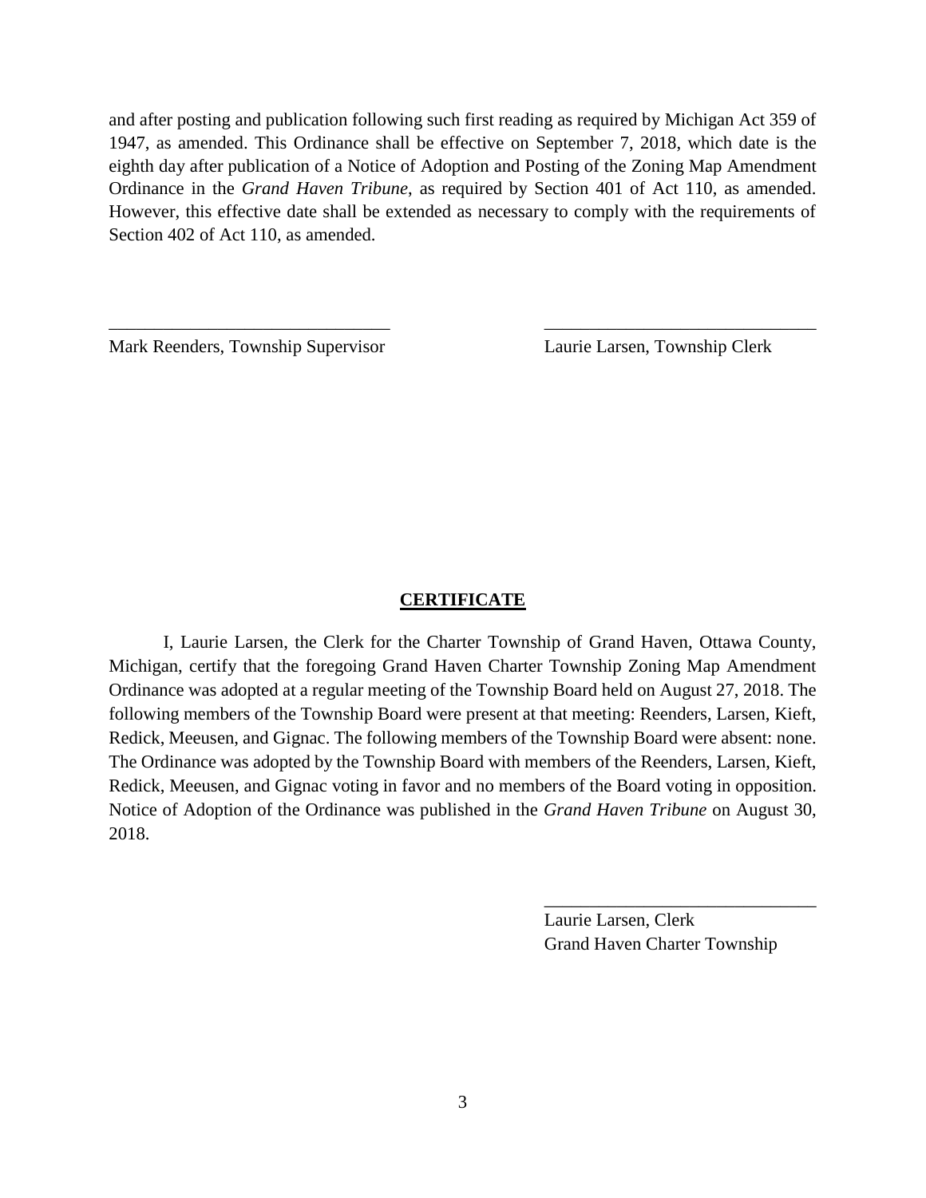and after posting and publication following such first reading as required by Michigan Act 359 of 1947, as amended. This Ordinance shall be effective on September 7, 2018, which date is the eighth day after publication of a Notice of Adoption and Posting of the Zoning Map Amendment Ordinance in the *Grand Haven Tribune*, as required by Section 401 of Act 110, as amended. However, this effective date shall be extended as necessary to comply with the requirements of Section 402 of Act 110, as amended.

_______________________________ _______________________________

Mark Reenders, Township Supervisor Laurie Larsen, Township Clerk

## CERTIFICATE

I, Laurie Larsen, the Clerk for the Charter Township of Grand Haven, Ottawa County, Michigan, certify that the foregoing Grand Haven Charter Township Zoning Map Amendment Ordinance was adopted at a regular meeting of the Township Board held on August 27, 2018. The following members of the Township Board were present at that meeting: Reenders, Larsen, Kieft, Redick, Meeusen, and Gignac. The following members of the Township Board were absent: none. The Ordinance was adopted by the Township Board with members of the Reenders, Larsen, Kieft, Redick, Meeusen, and Gignac voting in favor and no members of the Board voting in opposition. Notice of Adoption of the Ordinance was published in the *Grand Haven Tribune* on August 30, 2018.

_______________________________

Laurie Larsen, Clerk
Grand Haven Charter Township